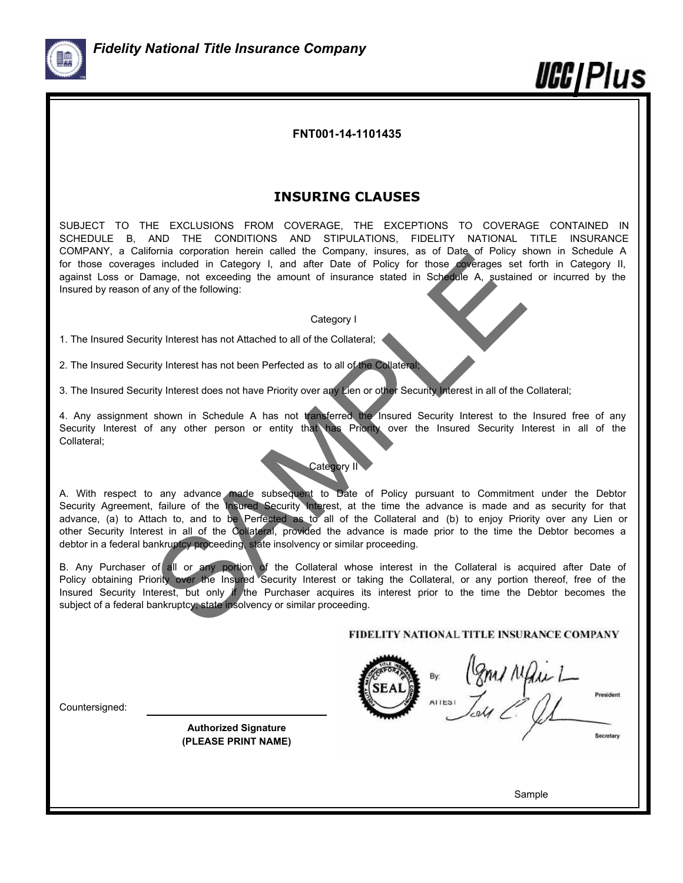*Fidelity National Title Insurance Company*

**UCC|Plus**

**FNT001-14-1101435**

## INSURING CLAUSES

SUBJECT TO THE EXCLUSIONS FROM COVERAGE, THE EXCEPTIONS TO COVERAGE CONTAINED IN SCHEDULE B, AND THE CONDITIONS AND STIPULATIONS, FIDELITY NATIONAL TITLE INSURANCE COMPANY, a California corporation herein called the Company, insures, as of Date of Policy shown in Schedule A for those coverages included in Category I, and after Date of Policy for those coverages set forth in Category II, against Loss or Damage, not exceeding the amount of insurance stated in Schedule A, sustained or incurred by the Insured by reason of any of the following:

Category I

1. The Insured Security Interest has not Attached to all of the Collateral;

2. The Insured Security Interest has not been Perfected as to all of the Collateral;

3. The Insured Security Interest does not have Priority over any Lien or other Security Interest in all of the Collateral;

4. Any assignment shown in Schedule A has not transferred the Insured Security Interest to the Insured free of any Security Interest of any other person or entity that has Priority over the Insured Security Interest in all of the Collateral;

Category II

A. With respect to any advance made subsequent to Date of Policy pursuant to Commitment under the Debtor Security Agreement, failure of the Insured Security Interest, at the time the advance is made and as security for that advance, (a) to Attach to, and to be Perfected as to all of the Collateral and (b) to enjoy Priority over any Lien or other Security Interest in all of the Collateral, provided the advance is made prior to the time the Debtor becomes a debtor in a federal bankruptcy proceeding, state insolvency or similar proceeding.

B. Any Purchaser of all or any portion of the Collateral whose interest in the Collateral is acquired after Date of Policy obtaining Priority over the Insured Security Interest or taking the Collateral, or any portion thereof, free of the Insured Security Interest, but only if the Purchaser acquires its interest prior to the time the Debtor becomes the subject of a federal bankruptcy, state insolvency or similar proceeding.

FIDELITY NATIONAL TITLE INSURANCE COMPANY

SEAL

By: _______________ President

ATTEST _______________ Secretary

Countersigned: _______________

**Authorized Signature**
**(PLEASE PRINT NAME)**

Sample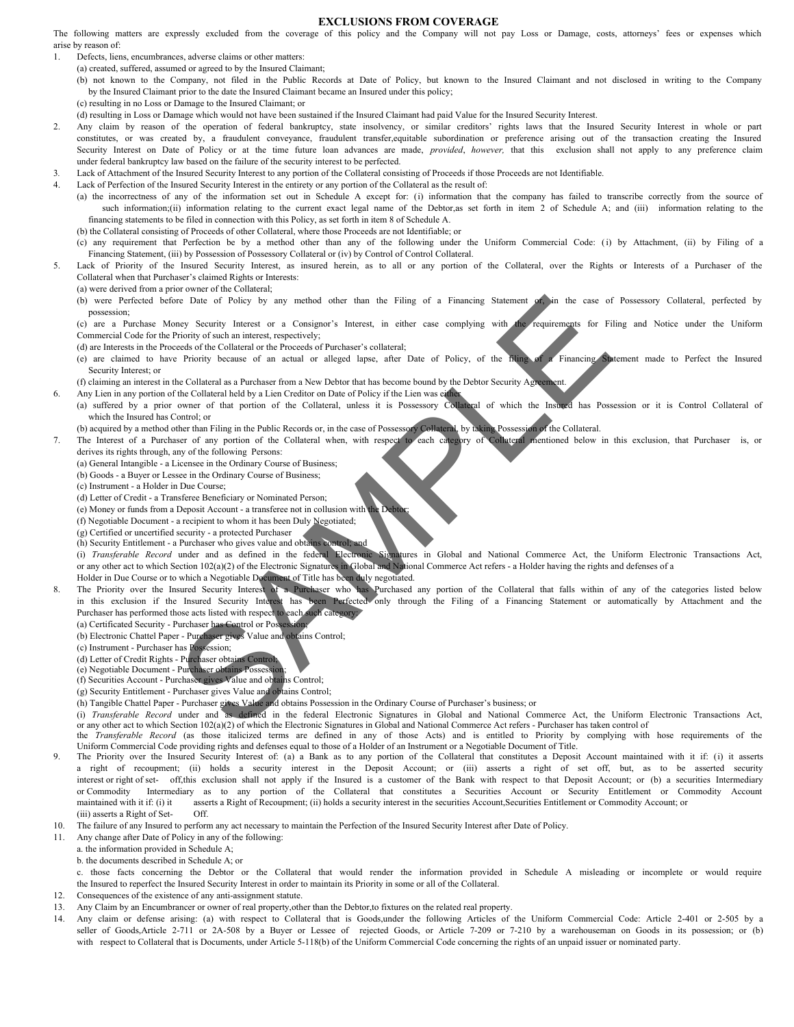# EXCLUSIONS FROM COVERAGE

The following matters are expressly excluded from the coverage of this policy and the Company will not pay Loss or Damage, costs, attorneys' fees or expenses which arise by reason of:

1. Defects, liens, encumbrances, adverse claims or other matters:
   (a) created, suffered, assumed or agreed to by the Insured Claimant;
   (b) not known to the Company, not filed in the Public Records at Date of Policy, but known to the Insured Claimant and not disclosed in writing to the Company by the Insured Claimant prior to the date the Insured Claimant became an Insured under this policy;
   (c) resulting in no Loss or Damage to the Insured Claimant; or
   (d) resulting in Loss or Damage which would not have been sustained if the Insured Claimant had paid Value for the Insured Security Interest.
2. Any claim by reason of the operation of federal bankruptcy, state insolvency, or similar creditors' rights laws that the Insured Security Interest in whole or part constitutes, or was created by, a fraudulent conveyance, fraudulent transfer,equitable subordination or preference arising out of the transaction creating the Insured Security Interest on Date of Policy or at the time future loan advances are made, *provided*, *however,* that this exclusion shall not apply to any preference claim under federal bankruptcy law based on the failure of the security interest to be perfected.
3. Lack of Attachment of the Insured Security Interest to any portion of the Collateral consisting of Proceeds if those Proceeds are not Identifiable.
4. Lack of Perfection of the Insured Security Interest in the entirety or any portion of the Collateral as the result of:
   (a) the incorrectness of any of the information set out in Schedule A except for: (i) information that the company has failed to transcribe correctly from the source of such information;(ii) information relating to the current exact legal name of the Debtor,as set forth in item 2 of Schedule A; and (iii) information relating to the financing statements to be filed in connection with this Policy, as set forth in item 8 of Schedule A.
   (b) the Collateral consisting of Proceeds of other Collateral, where those Proceeds are not Identifiable; or
   (c) any requirement that Perfection be by a method other than any of the following under the Uniform Commercial Code: (i) by Attachment, (ii) by Filing of a Financing Statement, (iii) by Possession of Possessory Collateral or (iv) by Control of Control Collateral.
5. Lack of Priority of the Insured Security Interest, as insured herein, as to all or any portion of the Collateral, over the Rights or Interests of a Purchaser of the Collateral when that Purchaser's claimed Rights or Interests:
   (a) were derived from a prior owner of the Collateral;
   (b) were Perfected before Date of Policy by any method other than the Filing of a Financing Statement or, in the case of Possessory Collateral, perfected by possession;
   (c) are a Purchase Money Security Interest or a Consignor's Interest, in either case complying with the requirements for Filing and Notice under the Uniform Commercial Code for the Priority of such an interest, respectively;
   (d) are Interests in the Proceeds of the Collateral or the Proceeds of Purchaser's collateral;
   (e) are claimed to have Priority because of an actual or alleged lapse, after Date of Policy, of the filing of a Financing Statement made to Perfect the Insured Security Interest; or
   (f) claiming an interest in the Collateral as a Purchaser from a New Debtor that has become bound by the Debtor Security Agreement.
6. Any Lien in any portion of the Collateral held by a Lien Creditor on Date of Policy if the Lien was either
   (a) suffered by a prior owner of that portion of the Collateral, unless it is Possessory Collateral of which the Insured has Possession or it is Control Collateral of which the Insured has Control; or
   (b) acquired by a method other than Filing in the Public Records or, in the case of Possessory Collateral, by taking Possession of the Collateral.
7. The Interest of a Purchaser of any portion of the Collateral when, with respect to each category of Collateral mentioned below in this exclusion, that Purchaser is, or derives its rights through, any of the following Persons:
   (a) General Intangible - a Licensee in the Ordinary Course of Business;
   (b) Goods - a Buyer or Lessee in the Ordinary Course of Business;
   (c) Instrument - a Holder in Due Course;
   (d) Letter of Credit - a Transferee Beneficiary or Nominated Person;
   (e) Money or funds from a Deposit Account - a transferee not in collusion with the Debtor;
   (f) Negotiable Document - a recipient to whom it has been Duly Negotiated;
   (g) Certified or uncertified security - a protected Purchaser
   (h) Security Entitlement - a Purchaser who gives value and obtains control; and
   (i) *Transferable Record* under and as defined in the federal Electronic Signatures in Global and National Commerce Act, the Uniform Electronic Transactions Act, or any other act to which Section 102(a)(2) of the Electronic Signatures in Global and National Commerce Act refers - a Holder having the rights and defenses of a Holder in Due Course or to which a Negotiable Document of Title has been duly negotiated.
8. The Priority over the Insured Security Interest of a Purchaser who has Purchased any portion of the Collateral that falls within of any of the categories listed below in this exclusion if the Insured Security Interest has been Perfected only through the Filing of a Financing Statement or automatically by Attachment and the Purchaser has performed those acts listed with respect to each such category:
   (a) Certificated Security - Purchaser has Control or Possession;
   (b) Electronic Chattel Paper - Purchaser gives Value and obtains Control;
   (c) Instrument - Purchaser has Possession;
   (d) Letter of Credit Rights - Purchaser obtains Control;
   (e) Negotiable Document - Purchaser obtains Possession;
   (f) Securities Account - Purchaser gives Value and obtains Control;
   (g) Security Entitlement - Purchaser gives Value and obtains Control;
   (h) Tangible Chattel Paper - Purchaser gives Value and obtains Possession in the Ordinary Course of Purchaser's business; or
   (i) *Transferable Record* under and as defined in the federal Electronic Signatures in Global and National Commerce Act, the Uniform Electronic Transactions Act, or any other act to which Section 102(a)(2) of which the Electronic Signatures in Global and National Commerce Act refers - Purchaser has taken control of the *Transferable Record* (as those italicized terms are defined in any of those Acts) and is entitled to Priority by complying with hose requirements of the Uniform Commercial Code providing rights and defenses equal to those of a Holder of an Instrument or a Negotiable Document of Title.
9. The Priority over the Insured Security Interest of: (a) a Bank as to any portion of the Collateral that constitutes a Deposit Account maintained with it if: (i) it asserts a right of recoupment; (ii) holds a security interest in the Deposit Account; or (iii) asserts a right of set off, but, as to be asserted security interest or right of set- off,this exclusion shall not apply if the Insured is a customer of the Bank with respect to that Deposit Account; or (b) a securities Intermediary or Commodity Intermediary as to any portion of the Collateral that constitutes a Securities Account or Security Entitlement or Commodity Account maintained with it if: (i) it asserts a Right of Recoupment; (ii) holds a security interest in the securities Account,Securities Entitlement or Commodity Account; or (iii) asserts a Right of Set- Off.
10. The failure of any Insured to perform any act necessary to maintain the Perfection of the Insured Security Interest after Date of Policy.
11. Any change after Date of Policy in any of the following:
    a. the information provided in Schedule A;
    b. the documents described in Schedule A; or
    c. those facts concerning the Debtor or the Collateral that would render the information provided in Schedule A misleading or incomplete or would require the Insured to reperfect the Insured Security Interest in order to maintain its Priority in some or all of the Collateral.
12. Consequences of the existence of any anti-assignment statute.
13. Any Claim by an Encumbrancer or owner of real property,other than the Debtor,to fixtures on the related real property.
14. Any claim or defense arising: (a) with respect to Collateral that is Goods,under the following Articles of the Uniform Commercial Code: Article 2-401 or 2-505 by a seller of Goods,Article 2-711 or 2A-508 by a Buyer or Lessee of rejected Goods, or Article 7-209 or 7-210 by a warehouseman on Goods in its possession; or (b) with respect to Collateral that is Documents, under Article 5-118(b) of the Uniform Commercial Code concerning the rights of an unpaid issuer or nominated party.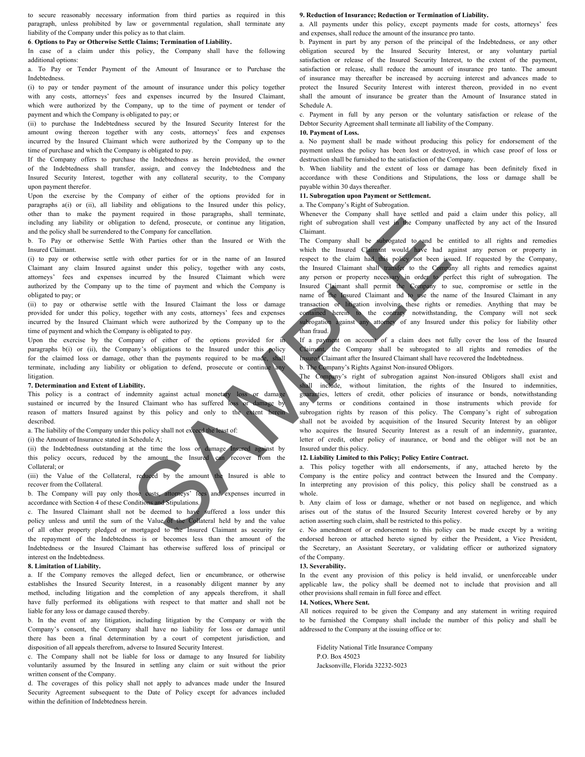to secure reasonably necessary information from third parties as required in this paragraph, unless prohibited by law or governmental regulation, shall terminate any liability of the Company under this policy as to that claim.

**6. Options to Pay or Otherwise Settle Claims; Termination of Liability.**

In case of a claim under this policy, the Company shall have the following additional options:

a. To Pay or Tender Payment of the Amount of Insurance or to Purchase the Indebtedness.

(i) to pay or tender payment of the amount of insurance under this policy together with any costs, attorneys' fees and expenses incurred by the Insured Claimant, which were authorized by the Company, up to the time of payment or tender of payment and which the Company is obligated to pay; or

(ii) to purchase the Indebtedness secured by the Insured Security Interest for the amount owing thereon together with any costs, attorneys' fees and expenses incurred by the Insured Claimant which were authorized by the Company up to the time of purchase and which the Company is obligated to pay.

If the Company offers to purchase the Indebtedness as herein provided, the owner of the Indebtedness shall transfer, assign, and convey the Indebtedness and the Insured Security Interest, together with any collateral security, to the Company upon payment therefor.

Upon the exercise by the Company of either of the options provided for in paragraphs a(i) or (ii), all liability and obligations to the Insured under this policy, other than to make the payment required in those paragraphs, shall terminate, including any liability or obligation to defend, prosecute, or continue any litigation, and the policy shall be surrendered to the Company for cancellation.

b. To Pay or otherwise Settle With Parties other than the Insured or With the Insured Claimant.

(i) to pay or otherwise settle with other parties for or in the name of an Insured Claimant any claim Insured against under this policy, together with any costs, attorneys' fees and expenses incurred by the Insured Claimant which were authorized by the Company up to the time of payment and which the Company is obligated to pay; or

(ii) to pay or otherwise settle with the Insured Claimant the loss or damage provided for under this policy, together with any costs, attorneys' fees and expenses incurred by the Insured Claimant which were authorized by the Company up to the time of payment and which the Company is obligated to pay.

Upon the exercise by the Company of either of the options provided for in paragraphs b(i) or (ii), the Company's obligations to the Insured under this policy for the claimed loss or damage, other than the payments required to be made, shall terminate, including any liability or obligation to defend, prosecute or continue any litigation.

**7. Determination and Extent of Liability.**

This policy is a contract of indemnity against actual monetary loss or damage sustained or incurred by the Insured Claimant who has suffered loss or damage by reason of matters Insured against by this policy and only to the extent herein described.

a. The liability of the Company under this policy shall not exceed the least of:

(i) the Amount of Insurance stated in Schedule A;

(ii) the Indebtedness outstanding at the time the loss or damage Insured against by this policy occurs, reduced by the amount the Insured can recover from the Collateral; or

(iii) the Value of the Collateral, reduced by the amount the Insured is able to recover from the Collateral.

b. The Company will pay only those costs, attorneys' fees and expenses incurred in accordance with Section 4 of these Conditions and Stipulations.

c. The Insured Claimant shall not be deemed to have suffered a loss under this policy unless and until the sum of the Value of the Collateral held by and the value of all other property pledged or mortgaged to the Insured Claimant as security for the repayment of the Indebtedness is or becomes less than the amount of the Indebtedness or the Insured Claimant has otherwise suffered loss of principal or interest on the Indebtedness.

**8. Limitation of Liability.**

a. If the Company removes the alleged defect, lien or encumbrance, or otherwise establishes the Insured Security Interest, in a reasonably diligent manner by any method, including litigation and the completion of any appeals therefrom, it shall have fully performed its obligations with respect to that matter and shall not be liable for any loss or damage caused thereby.

b. In the event of any litigation, including litigation by the Company or with the Company's consent, the Company shall have no liability for loss or damage until there has been a final determination by a court of competent jurisdiction, and disposition of all appeals therefrom, adverse to Insured Security Interest.

c. The Company shall not be liable for loss or damage to any Insured for liability voluntarily assumed by the Insured in settling any claim or suit without the prior written consent of the Company.

d. The coverages of this policy shall not apply to advances made under the Insured Security Agreement subsequent to the Date of Policy except for advances included within the definition of Indebtedness herein.

**9. Reduction of Insurance; Reduction or Termination of Liability.**

a. All payments under this policy, except payments made for costs, attorneys' fees and expenses, shall reduce the amount of the insurance pro tanto.

b. Payment in part by any person of the principal of the Indebtedness, or any other obligation secured by the Insured Security Interest, or any voluntary partial satisfaction or release of the Insured Security Interest, to the extent of the payment, satisfaction or release, shall reduce the amount of insurance pro tanto. The amount of insurance may thereafter be increased by accruing interest and advances made to protect the Insured Security Interest with interest thereon, provided in no event shall the amount of insurance be greater than the Amount of Insurance stated in Schedule A.

c. Payment in full by any person or the voluntary satisfaction or release of the Debtor Security Agreement shall terminate all liability of the Company.

**10. Payment of Loss.**

a. No payment shall be made without producing this policy for endorsement of the payment unless the policy has been lost or destroyed, in which case proof of loss or destruction shall be furnished to the satisfaction of the Company.

b. When liability and the extent of loss or damage has been definitely fixed in accordance with these Conditions and Stipulations, the loss or damage shall be payable within 30 days thereafter.

**11. Subrogation upon Payment or Settlement.**

a. The Company's Right of Subrogation.

Whenever the Company shall have settled and paid a claim under this policy, all right of subrogation shall vest in the Company unaffected by any act of the Insured Claimant.

The Company shall be subrogated to and be entitled to all rights and remedies which the Insured Claimant would have had against any person or property in respect to the claim had this policy not been issued. If requested by the Company, the Insured Claimant shall transfer to the Company all rights and remedies against any person or property necessary in order to perfect this right of subrogation. The Insured Claimant shall permit the Company to sue, compromise or settle in the name of the Insured Claimant and to use the name of the Insured Claimant in any transaction or litigation involving these rights or remedies. Anything that may be contained herein to the contrary notwithstanding, the Company will not seek subrogation against any attorney of any Insured under this policy for liability other than fraud.

If a payment on account of a claim does not fully cover the loss of the Insured Claimant, the Company shall be subrogated to all rights and remedies of the Insured Claimant after the Insured Claimant shall have recovered the Indebtedness.

b. The Company's Rights Against Non-insured Obligors.

The Company's right of subrogation against Non-insured Obligors shall exist and shall include, without limitation, the rights of the Insured to indemnities, guaranties, letters of credit, other policies of insurance or bonds, notwithstanding any terms or conditions contained in those instruments which provide for subrogation rights by reason of this policy. The Company's right of subrogation shall not be avoided by acquisition of the Insured Security Interest by an obligor who acquires the Insured Security Interest as a result of an indemnity, guarantee, letter of credit, other policy of inaurance, or bond and the obligor will not be an Insured under this policy.

**12. Liability Limited to this Policy; Policy Entire Contract.**

a. This policy together with all endorsements, if any, attached hereto by the Company is the entire policy and contract between the Insured and the Company. In interpreting any provision of this policy, this policy shall be construed as a whole.

b. Any claim of loss or damage, whether or not based on negligence, and which arises out of the status of the Insured Security Interest covered hereby or by any action asserting such claim, shall be restricted to this policy.

c. No amendment of or endorsement to this policy can be made except by a writing endorsed hereon or attached hereto signed by either the President, a Vice President, the Secretary, an Assistant Secretary, or validating officer or authorized signatory of the Company.

**13. Severability.**

In the event any provision of this policy is held invalid, or unenforceable under applicable law, the policy shall be deemed not to include that provision and all other provisions shall remain in full force and effect.

**14. Notices, Where Sent.**

All notices required to be given the Company and any statement in writing required to be furnished the Company shall include the number of this policy and shall be addressed to the Company at the issuing office or to:

Fidelity National Title Insurance Company
P.O. Box 45023
Jacksonville, Florida 32232-5023